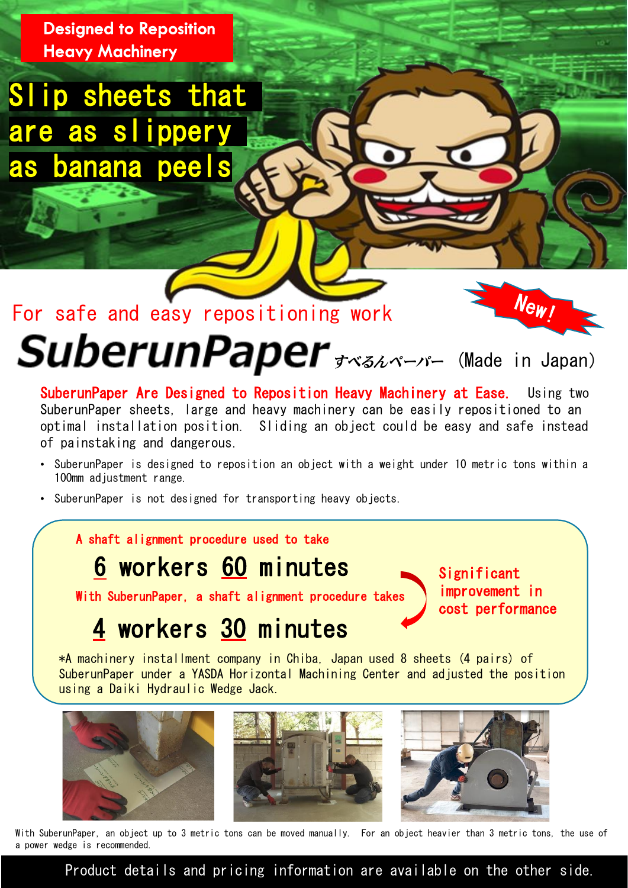**Designed to Reposition Heavy Machinery**

# Slip sheets that are as slippery as banana peels

For safe and easy repositioning work

New!

# SuberunPaper すべるんペーパー (Made in Japan)

**SuberunPaper Are Designed to Reposition Heavy Machinery at Ease.** Using two SuberunPaper sheets, large and heavy machinery can be easily repositioned to an optimal installation position. Sliding an object could be easy and safe instead of painstaking and dangerous.

- SuberunPaper is designed to reposition an object with a weight under 10 metric tons within a 100mm adjustment range.
- SuberunPaper is not designed for transporting heavy objects.

A shaft alignment procedure used to take

## 6 workers 60 minutes

With SuberunPaper, a shaft alignment procedure takes

## 4 workers 30 minutes

Significant improvement in cost performance

*A machinery installment company in Chiba, Japan used 8 sheets (4 pairs) of SuberunPaper under a YASDA Horizontal Machining Center and adjusted the position using a Daiki Hydraulic Wedge Jack.

With SuberunPaper, an object up to 3 metric tons can be moved manually. For an object heavier than 3 metric tons, the use of a power wedge is recommended.

Product details and pricing information are available on the other side.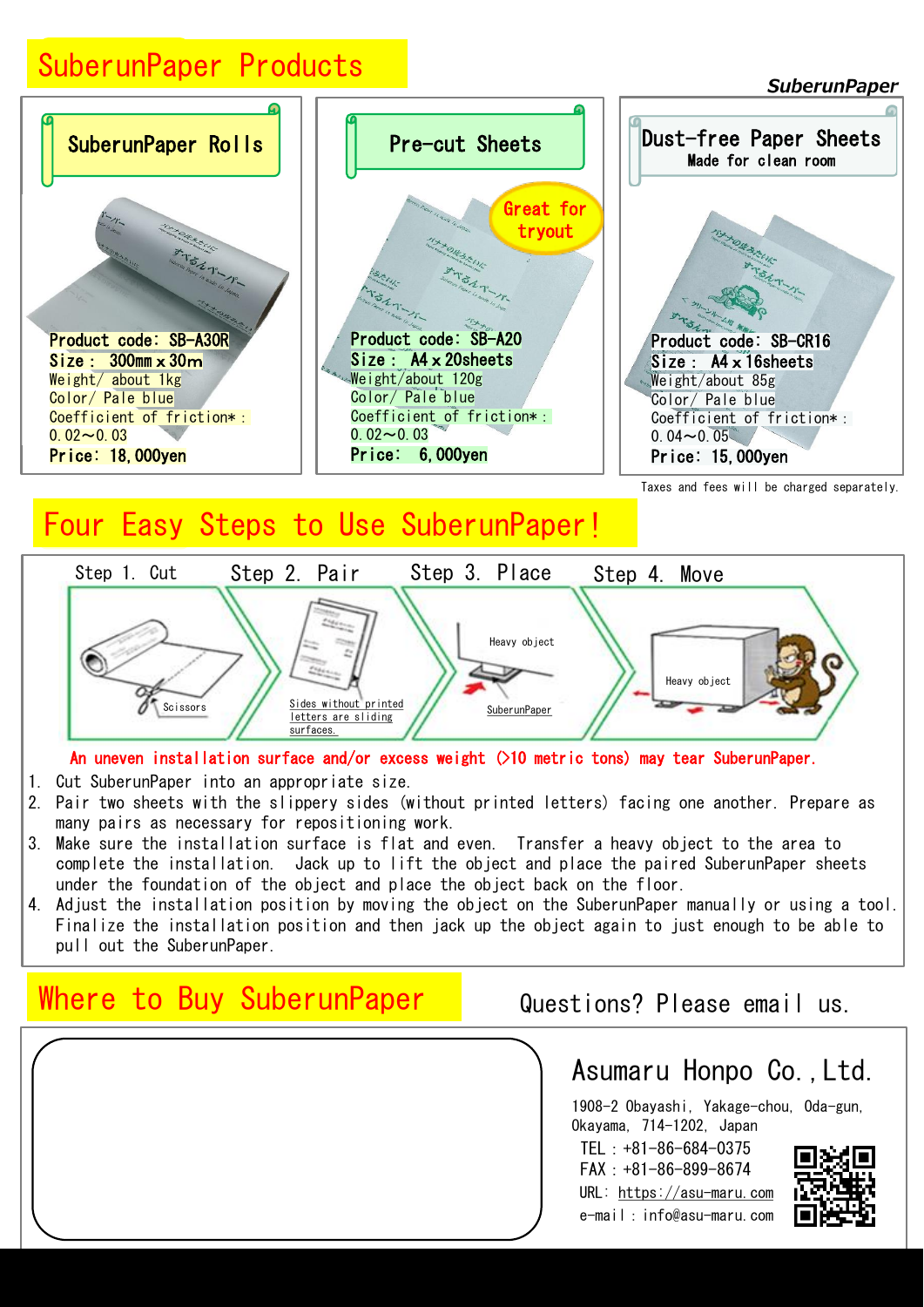# SuberunPaper Products

*SuberunPaper*

## SuberunPaper Rolls

**Product code: SB-A30R**
**Size: 300mm x 30m**
Weight/ about 1kg
Color/ Pale blue
Coefficient of friction*: 0.02～0.03
**Price: 18,000yen**

## Pre-cut Sheets

Great for tryout

**Product code: SB-A20**
**Size: A4 x 20sheets**
Weight/about 120g
Color/ Pale blue
Coefficient of friction*: 0.02～0.03
**Price: 6,000yen**

## Dust-free Paper Sheets

Made for clean room

**Product code: SB-CR16**
**Size: A4 x 16sheets**
Weight/about 85g
Color/ Pale blue
Coefficient of friction*: 0.04～0.05
**Price: 15,000yen**

Taxes and fees will be charged separately.

# Four Easy Steps to Use SuberunPaper!

Step 1. Cut — Scissors

Step 2. Pair — Sides without printed letters are sliding surfaces.

Step 3. Place — Heavy object, SuberunPaper

Step 4. Move — Heavy object

**An uneven installation surface and/or excess weight (>10 metric tons) may tear SuberunPaper.**

1. Cut SuberunPaper into an appropriate size.
2. Pair two sheets with the slippery sides (without printed letters) facing one another. Prepare as many pairs as necessary for repositioning work.
3. Make sure the installation surface is flat and even. Transfer a heavy object to the area to complete the installation. Jack up to lift the object and place the paired SuberunPaper sheets under the foundation of the object and place the object back on the floor.
4. Adjust the installation position by moving the object on the SuberunPaper manually or using a tool. Finalize the installation position and then jack up the object again to just enough to be able to pull out the SuberunPaper.

# Where to Buy SuberunPaper

Questions? Please email us.

## Asumaru Honpo Co., Ltd.

1908-2 Obayashi, Yakage-chou, Oda-gun, Okayama, 714-1202, Japan
TEL: +81-86-684-0375
FAX: +81-86-899-8674
URL: https://asu-maru.com
e-mail: info@asu-maru.com